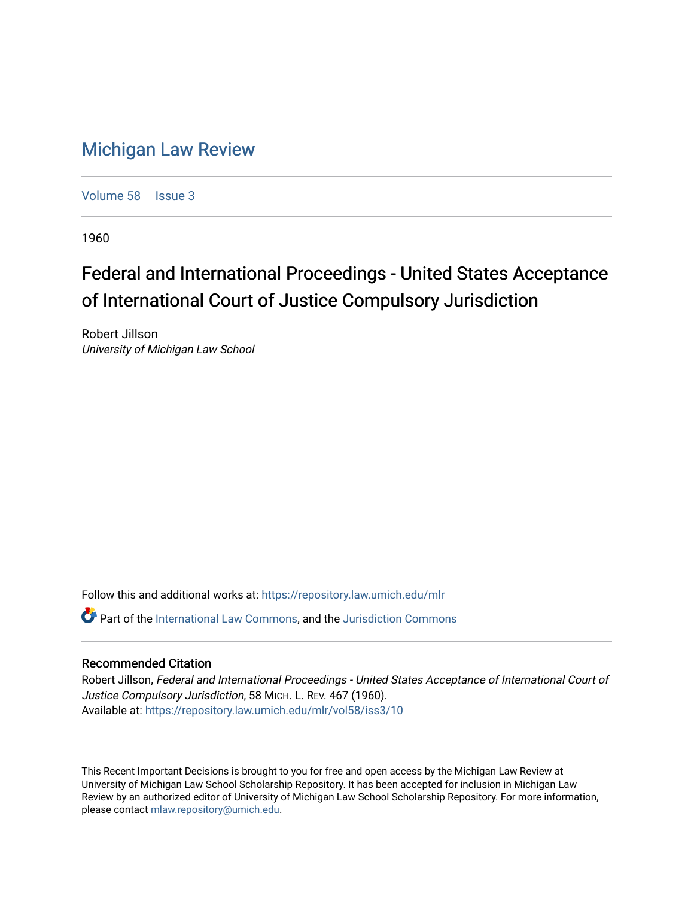# Michigan Law Review

Volume 58 | Issue 3

1960

## Federal and International Proceedings - United States Acceptance of International Court of Justice Compulsory Jurisdiction

Robert Jillson
*University of Michigan Law School*

Follow this and additional works at: https://repository.law.umich.edu/mlr

Part of the International Law Commons, and the Jurisdiction Commons

### Recommended Citation

Robert Jillson, *Federal and International Proceedings - United States Acceptance of International Court of Justice Compulsory Jurisdiction*, 58 MICH. L. REV. 467 (1960).
Available at: https://repository.law.umich.edu/mlr/vol58/iss3/10

This Recent Important Decisions is brought to you for free and open access by the Michigan Law Review at University of Michigan Law School Scholarship Repository. It has been accepted for inclusion in Michigan Law Review by an authorized editor of University of Michigan Law School Scholarship Repository. For more information, please contact mlaw.repository@umich.edu.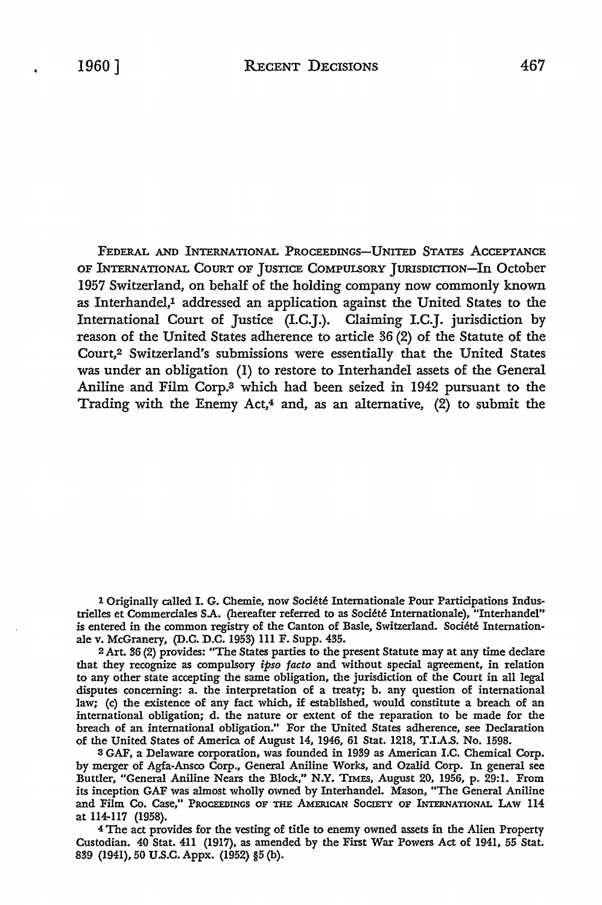FEDERAL AND INTERNATIONAL PROCEEDINGS—UNITED STATES ACCEPTANCE OF INTERNATIONAL COURT OF JUSTICE COMPULSORY JURISDICTION—In October 1957 Switzerland, on behalf of the holding company now commonly known as Interhandel,[1] addressed an application against the United States to the International Court of Justice (I.C.J.). Claiming I.C.J. jurisdiction by reason of the United States adherence to article 36 (2) of the Statute of the Court,[2] Switzerland's submissions were essentially that the United States was under an obligation (1) to restore to Interhandel assets of the General Aniline and Film Corp.[3] which had been seized in 1942 pursuant to the Trading with the Enemy Act,[4] and, as an alternative, (2) to submit the

---

[1] Originally called I. G. Chemie, now Société Internationale Pour Participations Industrielles et Commerciales S.A. (hereafter referred to as Société Internationale), "Interhandel" is entered in the common registry of the Canton of Basle, Switzerland. Société Internationale v. McGranery, (D.C. D.C. 1953) 111 F. Supp. 435.

[2] Art. 36 (2) provides: "The States parties to the present Statute may at any time declare that they recognize as compulsory *ipso facto* and without special agreement, in relation to any other state accepting the same obligation, the jurisdiction of the Court in all legal disputes concerning: a. the interpretation of a treaty; b. any question of international law; (c) the existence of any fact which, if established, would constitute a breach of an international obligation; d. the nature or extent of the reparation to be made for the breach of an international obligation." For the United States adherence, see Declaration of the United States of America of August 14, 1946, 61 Stat. 1218, T.I.A.S. No. 1598.

[3] GAF, a Delaware corporation, was founded in 1939 as American I.C. Chemical Corp. by merger of Agfa-Ansco Corp., General Aniline Works, and Ozalid Corp. In general see Buttler, "General Aniline Nears the Block," N.Y. TIMES, August 20, 1956, p. 29:1. From its inception GAF was almost wholly owned by Interhandel. Mason, "The General Aniline and Film Co. Case," PROCEEDINGS OF THE AMERICAN SOCIETY OF INTERNATIONAL LAW 114 at 114-117 (1958).

[4] The act provides for the vesting of title to enemy owned assets in the Alien Property Custodian. 40 Stat. 411 (1917), as amended by the First War Powers Act of 1941, 55 Stat. 839 (1941), 50 U.S.C. Appx. (1952) §5 (b).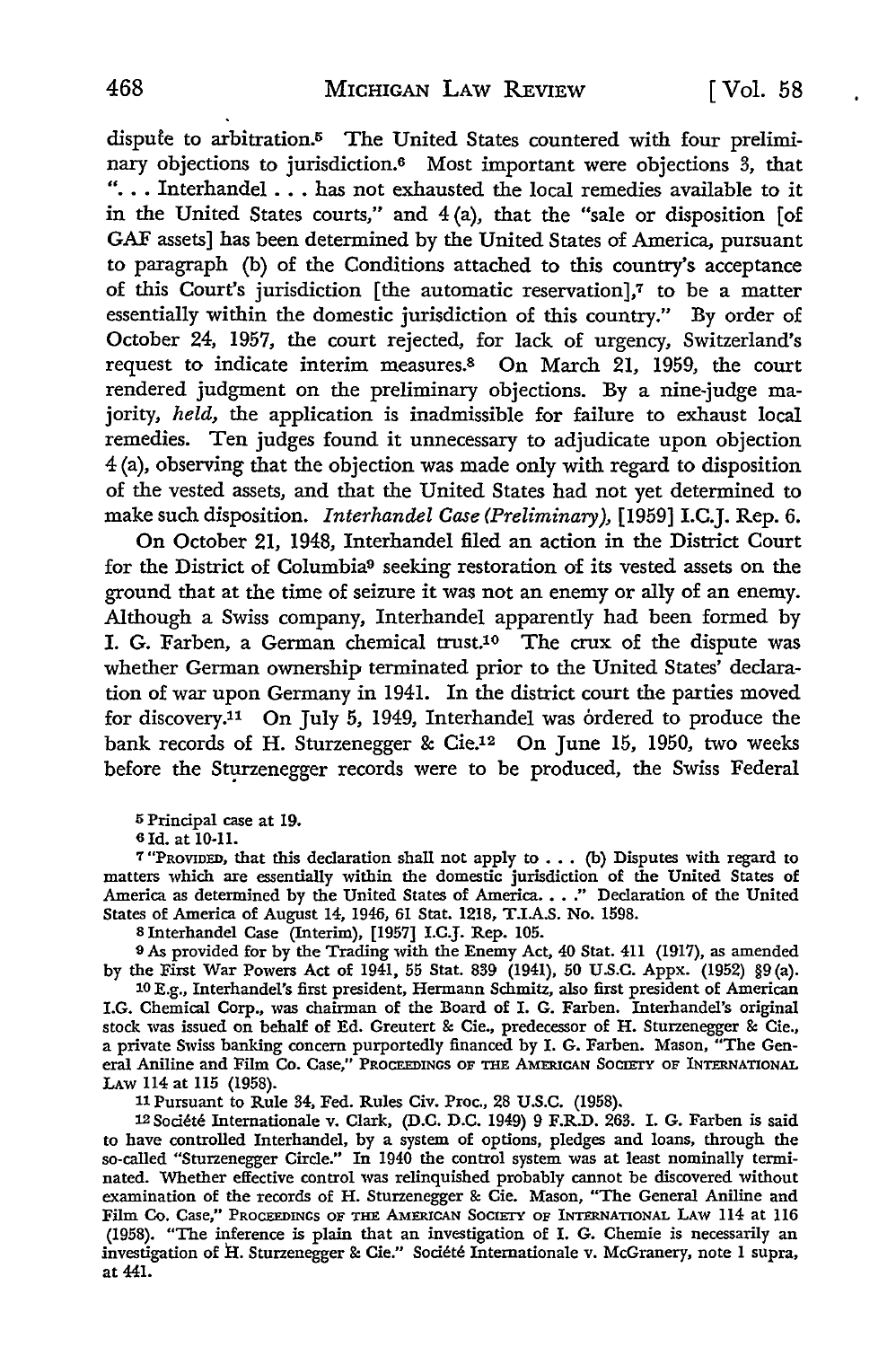dispute to arbitration.[5] The United States countered with four preliminary objections to jurisdiction.[6] Most important were objections 3, that ". . . Interhandel . . . has not exhausted the local remedies available to it in the United States courts," and 4 (a), that the "sale or disposition [of GAF assets] has been determined by the United States of America, pursuant to paragraph (b) of the Conditions attached to this country's acceptance of this Court's jurisdiction [the automatic reservation],[7] to be a matter essentially within the domestic jurisdiction of this country." By order of October 24, 1957, the court rejected, for lack of urgency, Switzerland's request to indicate interim measures.[8] On March 21, 1959, the court rendered judgment on the preliminary objections. By a nine-judge majority, *held*, the application is inadmissible for failure to exhaust local remedies. Ten judges found it unnecessary to adjudicate upon objection 4 (a), observing that the objection was made only with regard to disposition of the vested assets, and that the United States had not yet determined to make such disposition. *Interhandel Case (Preliminary)*, [1959] I.C.J. Rep. 6.

On October 21, 1948, Interhandel filed an action in the District Court for the District of Columbia[9] seeking restoration of its vested assets on the ground that at the time of seizure it was not an enemy or ally of an enemy. Although a Swiss company, Interhandel apparently had been formed by I. G. Farben, a German chemical trust.[10] The crux of the dispute was whether German ownership terminated prior to the United States' declaration of war upon Germany in 1941. In the district court the parties moved for discovery.[11] On July 5, 1949, Interhandel was ordered to produce the bank records of H. Sturzenegger & Cie.[12] On June 15, 1950, two weeks before the Sturzenegger records were to be produced, the Swiss Federal

[5] Principal case at 19.

[6] Id. at 10-11.

[7] "PROVIDED, that this declaration shall not apply to . . . (b) Disputes with regard to matters which are essentially within the domestic jurisdiction of the United States of America as determined by the United States of America. . . ." Declaration of the United States of America of August 14, 1946, 61 Stat. 1218, T.I.A.S. No. 1598.

[8] Interhandel Case (Interim), [1957] I.C.J. Rep. 105.

[9] As provided for by the Trading with the Enemy Act, 40 Stat. 411 (1917), as amended by the First War Powers Act of 1941, 55 Stat. 839 (1941), 50 U.S.C. Appx. (1952) §9(a).

[10] E.g., Interhandel's first president, Hermann Schmitz, also first president of American I.G. Chemical Corp., was chairman of the Board of I. G. Farben. Interhandel's original stock was issued on behalf of Ed. Greutert & Cie., predecessor of H. Sturzenegger & Cie., a private Swiss banking concern purportedly financed by I. G. Farben. Mason, "The General Aniline and Film Co. Case," PROCEEDINGS OF THE AMERICAN SOCIETY OF INTERNATIONAL LAW 114 at 115 (1958).

[11] Pursuant to Rule 34, Fed. Rules Civ. Proc., 28 U.S.C. (1958).

[12] Société Internationale v. Clark, (D.C. D.C. 1949) 9 F.R.D. 263. I. G. Farben is said to have controlled Interhandel, by a system of options, pledges and loans, through the so-called "Sturzenegger Circle." In 1940 the control system was at least nominally terminated. Whether effective control was relinquished probably cannot be discovered without examination of the records of H. Sturzenegger & Cie. Mason, "The General Aniline and Film Co. Case," PROCEEDINGS OF THE AMERICAN SOCIETY OF INTERNATIONAL LAW 114 at 116 (1958). "The inference is plain that an investigation of I. G. Chemie is necessarily an investigation of H. Sturzenegger & Cie." Société Internationale v. McGranery, note 1 supra, at 441.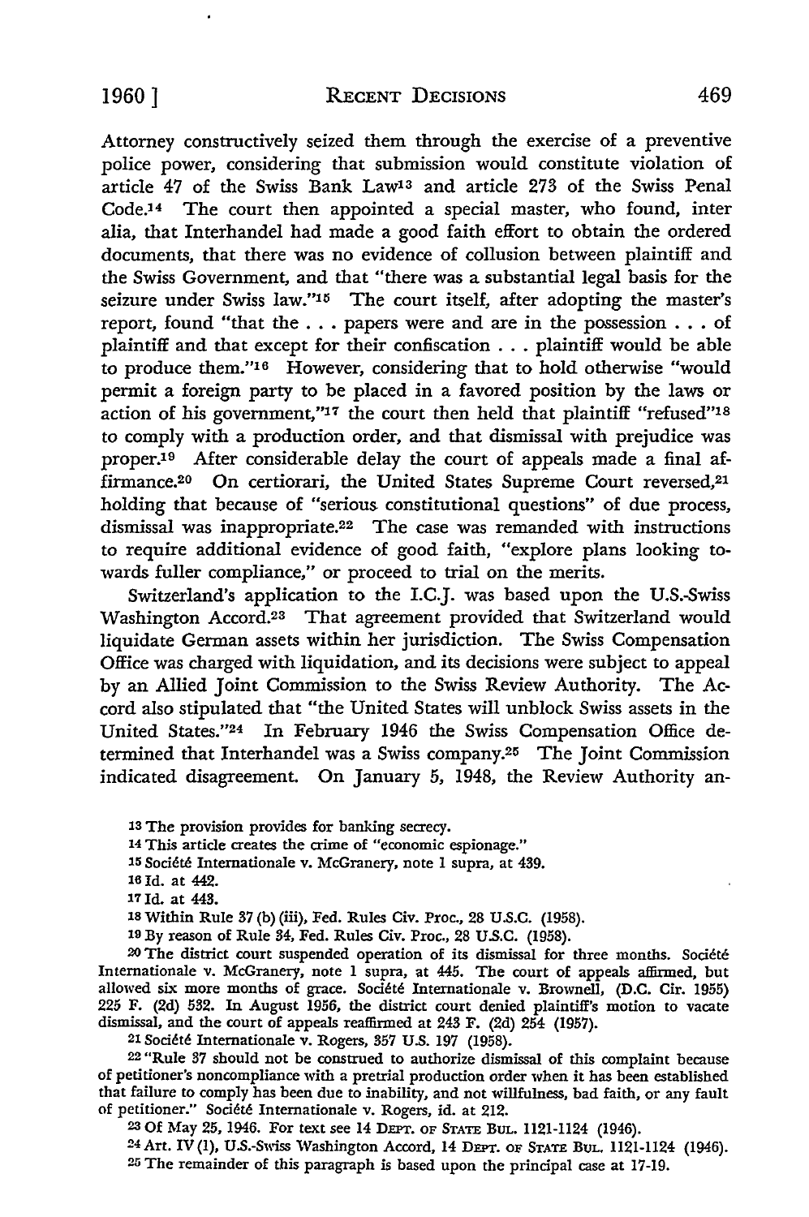Attorney constructively seized them through the exercise of a preventive police power, considering that submission would constitute violation of article 47 of the Swiss Bank Law[13] and article 273 of the Swiss Penal Code.[14] The court then appointed a special master, who found, inter alia, that Interhandel had made a good faith effort to obtain the ordered documents, that there was no evidence of collusion between plaintiff and the Swiss Government, and that "there was a substantial legal basis for the seizure under Swiss law."[15] The court itself, after adopting the master's report, found "that the . . . papers were and are in the possession . . . of plaintiff and that except for their confiscation . . . plaintiff would be able to produce them."[16] However, considering that to hold otherwise "would permit a foreign party to be placed in a favored position by the laws or action of his government,"[17] the court then held that plaintiff "refused"[18] to comply with a production order, and that dismissal with prejudice was proper.[19] After considerable delay the court of appeals made a final affirmance.[20] On certiorari, the United States Supreme Court reversed,[21] holding that because of "serious constitutional questions" of due process, dismissal was inappropriate.[22] The case was remanded with instructions to require additional evidence of good faith, "explore plans looking towards fuller compliance," or proceed to trial on the merits.

Switzerland's application to the I.C.J. was based upon the U.S.-Swiss Washington Accord.[23] That agreement provided that Switzerland would liquidate German assets within her jurisdiction. The Swiss Compensation Office was charged with liquidation, and its decisions were subject to appeal by an Allied Joint Commission to the Swiss Review Authority. The Accord also stipulated that "the United States will unblock Swiss assets in the United States."[24] In February 1946 the Swiss Compensation Office determined that Interhandel was a Swiss company.[25] The Joint Commission indicated disagreement. On January 5, 1948, the Review Authority an-

---

[13] The provision provides for banking secrecy.

[14] This article creates the crime of "economic espionage."

[15] Société Internationale v. McGranery, note 1 supra, at 439.

[16] Id. at 442.

[17] Id. at 443.

[18] Within Rule 37 (b) (iii), Fed. Rules Civ. Proc., 28 U.S.C. (1958).

[19] By reason of Rule 34, Fed. Rules Civ. Proc., 28 U.S.C. (1958).

[20] The district court suspended operation of its dismissal for three months. Société Internationale v. McGranery, note 1 supra, at 445. The court of appeals affirmed, but allowed six more months of grace. Société Internationale v. Brownell, (D.C. Cir. 1955) 225 F. (2d) 532. In August 1956, the district court denied plaintiff's motion to vacate dismissal, and the court of appeals reaffirmed at 243 F. (2d) 254 (1957).

[21] Société Internationale v. Rogers, 357 U.S. 197 (1958).

[22] "Rule 37 should not be construed to authorize dismissal of this complaint because of petitioner's noncompliance with a pretrial production order when it has been established that failure to comply has been due to inability, and not willfulness, bad faith, or any fault of petitioner." Société Internationale v. Rogers, id. at 212.

[23] Of May 25, 1946. For text see 14 DEPT. OF STATE BUL. 1121-1124 (1946).

[24] Art. IV (1), U.S.-Swiss Washington Accord, 14 DEPT. OF STATE BUL. 1121-1124 (1946).

[25] The remainder of this paragraph is based upon the principal case at 17-19.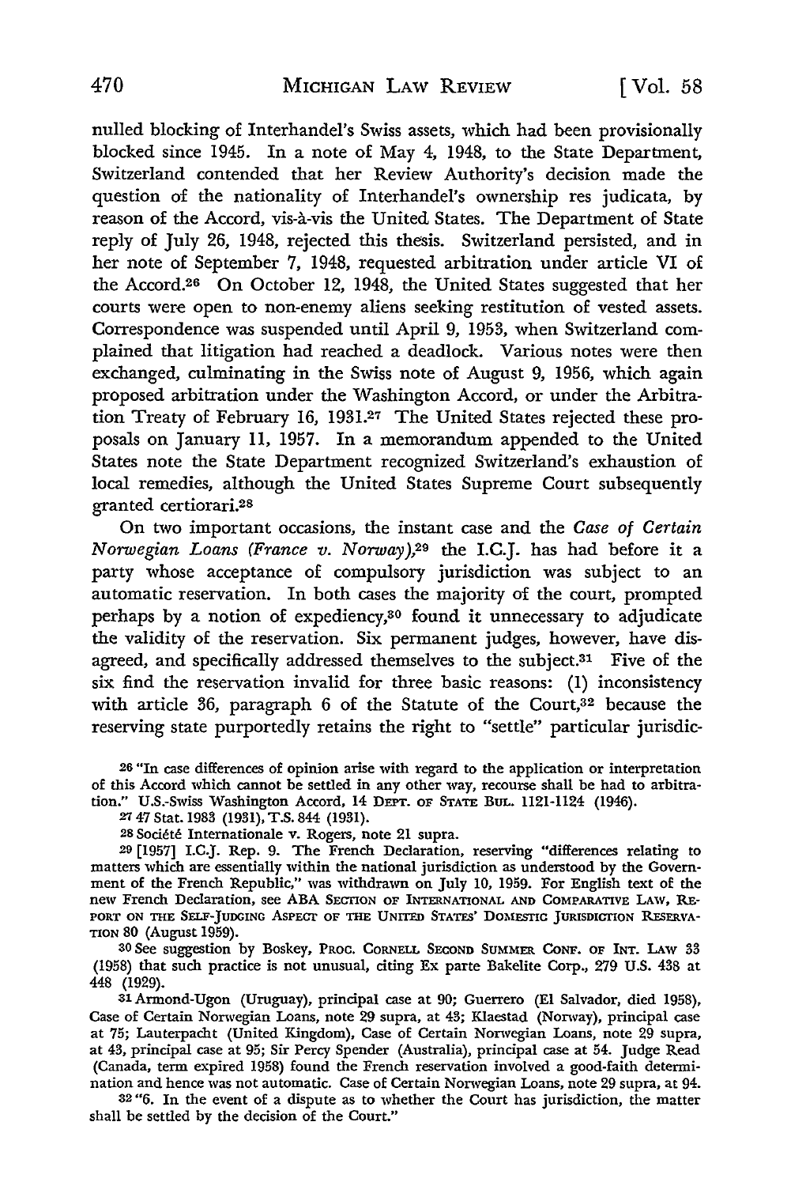nulled blocking of Interhandel's Swiss assets, which had been provisionally blocked since 1945. In a note of May 4, 1948, to the State Department, Switzerland contended that her Review Authority's decision made the question of the nationality of Interhandel's ownership res judicata, by reason of the Accord, vis-à-vis the United States. The Department of State reply of July 26, 1948, rejected this thesis. Switzerland persisted, and in her note of September 7, 1948, requested arbitration under article VI of the Accord.[26] On October 12, 1948, the United States suggested that her courts were open to non-enemy aliens seeking restitution of vested assets. Correspondence was suspended until April 9, 1953, when Switzerland complained that litigation had reached a deadlock. Various notes were then exchanged, culminating in the Swiss note of August 9, 1956, which again proposed arbitration under the Washington Accord, or under the Arbitration Treaty of February 16, 1931.[27] The United States rejected these proposals on January 11, 1957. In a memorandum appended to the United States note the State Department recognized Switzerland's exhaustion of local remedies, although the United States Supreme Court subsequently granted certiorari.[28]

On two important occasions, the instant case and the *Case of Certain Norwegian Loans (France v. Norway)*,[29] the I.C.J. has had before it a party whose acceptance of compulsory jurisdiction was subject to an automatic reservation. In both cases the majority of the court, prompted perhaps by a notion of expediency,[30] found it unnecessary to adjudicate the validity of the reservation. Six permanent judges, however, have disagreed, and specifically addressed themselves to the subject.[31] Five of the six find the reservation invalid for three basic reasons: (1) inconsistency with article 36, paragraph 6 of the Statute of the Court,[32] because the reserving state purportedly retains the right to "settle" particular jurisdic-

[26] "In case differences of opinion arise with regard to the application or interpretation of this Accord which cannot be settled in any other way, recourse shall be had to arbitration." U.S.-Swiss Washington Accord, 14 DEPT. OF STATE BUL. 1121-1124 (1946).

[27] 47 Stat. 1983 (1931), T.S. 844 (1931).

[28] Société Internationale v. Rogers, note 21 supra.

[29] [1957] I.C.J. Rep. 9. The French Declaration, reserving "differences relating to matters which are essentially within the national jurisdiction as understood by the Government of the French Republic," was withdrawn on July 10, 1959. For English text of the new French Declaration, see ABA SECTION OF INTERNATIONAL AND COMPARATIVE LAW, REPORT ON THE SELF-JUDGING ASPECT OF THE UNITED STATES' DOMESTIC JURISDICTION RESERVATION 80 (August 1959).

[30] See suggestion by Boskey, PROC. CORNELL SECOND SUMMER CONF. OF INT. LAW 33 (1958) that such practice is not unusual, citing Ex parte Bakelite Corp., 279 U.S. 438 at 448 (1929).

[31] Armond-Ugon (Uruguay), principal case at 90; Guerrero (El Salvador, died 1958), Case of Certain Norwegian Loans, note 29 supra, at 43; Klaestad (Norway), principal case at 75; Lauterpacht (United Kingdom), Case of Certain Norwegian Loans, note 29 supra, at 43, principal case at 95; Sir Percy Spender (Australia), principal case at 54. Judge Read (Canada, term expired 1958) found the French reservation involved a good-faith determination and hence was not automatic. Case of Certain Norwegian Loans, note 29 supra, at 94.

[32] "6. In the event of a dispute as to whether the Court has jurisdiction, the matter shall be settled by the decision of the Court."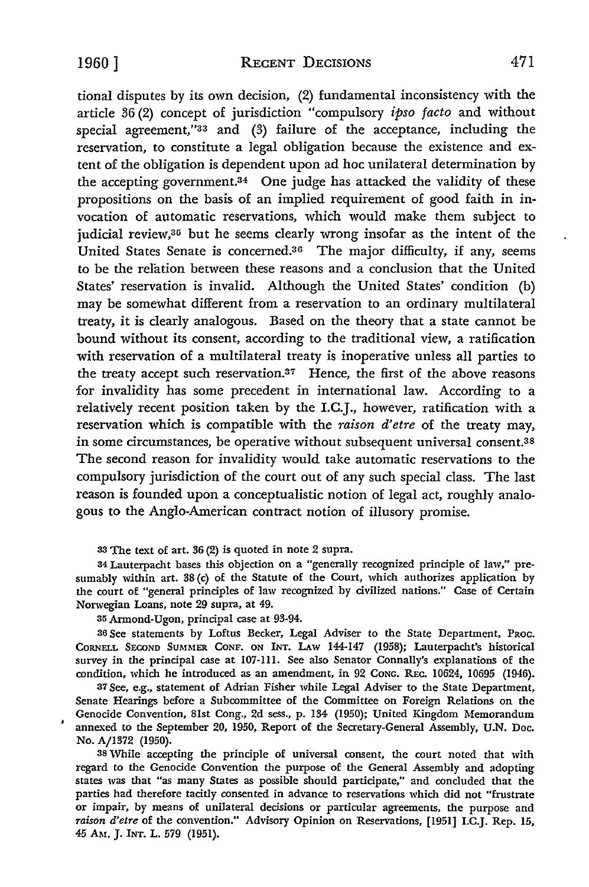tional disputes by its own decision, (2) fundamental inconsistency with the article 36 (2) concept of jurisdiction "compulsory *ipso facto* and without special agreement,"[33] and (3) failure of the acceptance, including the reservation, to constitute a legal obligation because the existence and extent of the obligation is dependent upon ad hoc unilateral determination by the accepting government.[34] One judge has attacked the validity of these propositions on the basis of an implied requirement of good faith in invocation of automatic reservations, which would make them subject to judicial review,[35] but he seems clearly wrong insofar as the intent of the United States Senate is concerned.[36] The major difficulty, if any, seems to be the relation between these reasons and a conclusion that the United States' reservation is invalid. Although the United States' condition (b) may be somewhat different from a reservation to an ordinary multilateral treaty, it is clearly analogous. Based on the theory that a state cannot be bound without its consent, according to the traditional view, a ratification with reservation of a multilateral treaty is inoperative unless all parties to the treaty accept such reservation.[37] Hence, the first of the above reasons for invalidity has some precedent in international law. According to a relatively recent position taken by the I.C.J., however, ratification with a reservation which is compatible with the *raison d'etre* of the treaty may, in some circumstances, be operative without subsequent universal consent.[38] The second reason for invalidity would take automatic reservations to the compulsory jurisdiction of the court out of any such special class. The last reason is founded upon a conceptualistic notion of legal act, roughly analogous to the Anglo-American contract notion of illusory promise.

[33] The text of art. 36 (2) is quoted in note 2 supra.

[34] Lauterpacht bases this objection on a "generally recognized principle of law," presumably within art. 38 (c) of the Statute of the Court, which authorizes application by the court of "general principles of law recognized by civilized nations." Case of Certain Norwegian Loans, note 29 supra, at 49.

[35] Armond-Ugon, principal case at 93-94.

[36] See statements by Loftus Becker, Legal Adviser to the State Department, PROC. CORNELL SECOND SUMMER CONF. ON INT. LAW 144-147 (1958); Lauterpacht's historical survey in the principal case at 107-111. See also Senator Connally's explanations of the condition, which he introduced as an amendment, in 92 CONG. REC. 10624, 10695 (1946).

[37] See, e.g., statement of Adrian Fisher while Legal Adviser to the State Department, Senate Hearings before a Subcommittee of the Committee on Foreign Relations on the Genocide Convention, 81st Cong., 2d sess., p. 134 (1950); United Kingdom Memorandum annexed to the September 20, 1950, Report of the Secretary-General Assembly, U.N. Doc. No. A/1372 (1950).

[38] While accepting the principle of universal consent, the court noted that with regard to the Genocide Convention the purpose of the General Assembly and adopting states was that "as many States as possible should participate," and concluded that the parties had therefore tacitly consented in advance to reservations which did not "frustrate or impair, by means of unilateral decisions or particular agreements, the purpose and *raison d'etre* of the convention." Advisory Opinion on Reservations, [1951] I.C.J. Rep. 15, 45 AM. J. INT. L. 579 (1951).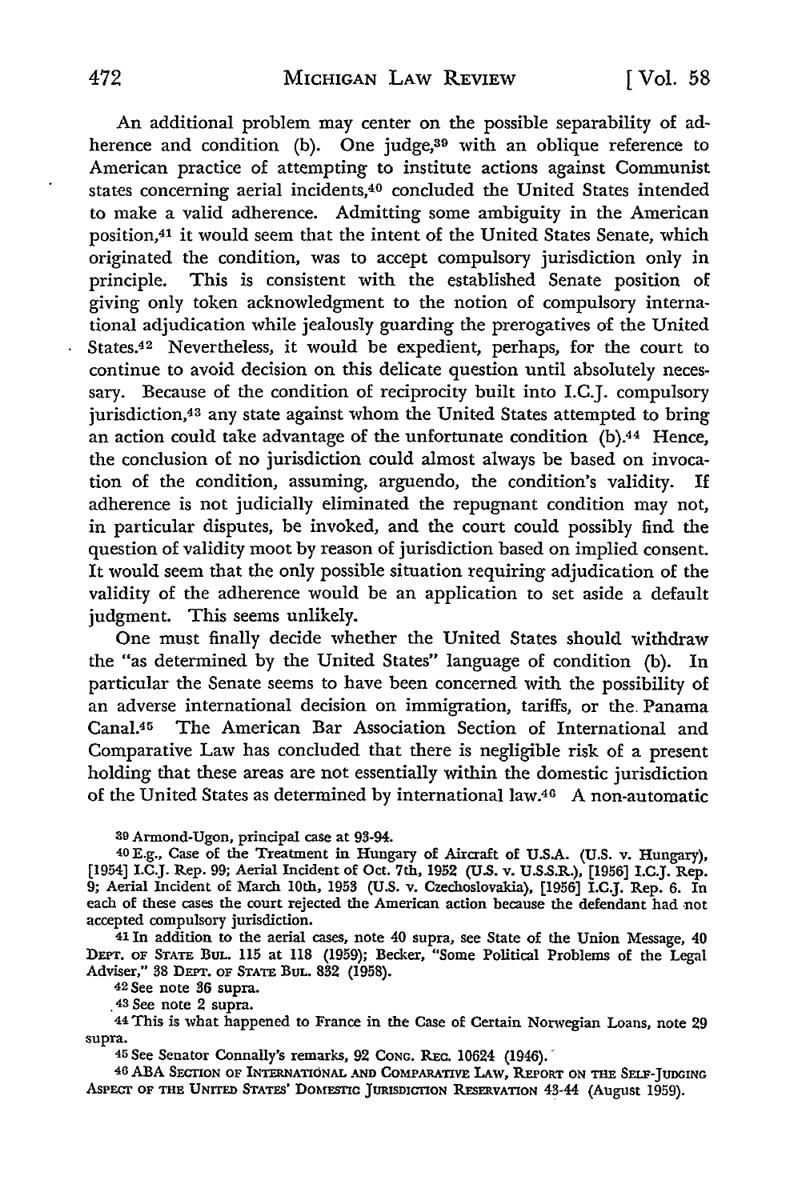An additional problem may center on the possible separability of adherence and condition (b). One judge,[39] with an oblique reference to American practice of attempting to institute actions against Communist states concerning aerial incidents,[40] concluded the United States intended to make a valid adherence. Admitting some ambiguity in the American position,[41] it would seem that the intent of the United States Senate, which originated the condition, was to accept compulsory jurisdiction only in principle. This is consistent with the established Senate position of giving only token acknowledgment to the notion of compulsory international adjudication while jealously guarding the prerogatives of the United States.[42] Nevertheless, it would be expedient, perhaps, for the court to continue to avoid decision on this delicate question until absolutely necessary. Because of the condition of reciprocity built into I.C.J. compulsory jurisdiction,[43] any state against whom the United States attempted to bring an action could take advantage of the unfortunate condition (b).[44] Hence, the conclusion of no jurisdiction could almost always be based on invocation of the condition, assuming, arguendo, the condition's validity. If adherence is not judicially eliminated the repugnant condition may not, in particular disputes, be invoked, and the court could possibly find the question of validity moot by reason of jurisdiction based on implied consent. It would seem that the only possible situation requiring adjudication of the validity of the adherence would be an application to set aside a default judgment. This seems unlikely.

One must finally decide whether the United States should withdraw the "as determined by the United States" language of condition (b). In particular the Senate seems to have been concerned with the possibility of an adverse international decision on immigration, tariffs, or the Panama Canal.[45] The American Bar Association Section of International and Comparative Law has concluded that there is negligible risk of a present holding that these areas are not essentially within the domestic jurisdiction of the United States as determined by international law.[46] A non-automatic

---

[39] Armond-Ugon, principal case at 93-94.

[40] E.g., Case of the Treatment in Hungary of Aircraft of U.S.A. (U.S. v. Hungary), [1954] I.C.J. Rep. 99; Aerial Incident of Oct. 7th, 1952 (U.S. v. U.S.S.R.), [1956] I.C.J. Rep. 9; Aerial Incident of March 10th, 1953 (U.S. v. Czechoslovakia), [1956] I.C.J. Rep. 6. In each of these cases the court rejected the American action because the defendant had not accepted compulsory jurisdiction.

[41] In addition to the aerial cases, note 40 supra, see State of the Union Message, 40 DEPT. OF STATE BUL. 115 at 118 (1959); Becker, "Some Political Problems of the Legal Adviser," 38 DEPT. OF STATE BUL. 832 (1958).

[42] See note 36 supra.

[43] See note 2 supra.

[44] This is what happened to France in the Case of Certain Norwegian Loans, note 29 supra.

[45] See Senator Connally's remarks, 92 CONG. REC. 10624 (1946).

[46] ABA SECTION OF INTERNATIONAL AND COMPARATIVE LAW, REPORT ON THE SELF-JUDGING ASPECT OF THE UNITED STATES' DOMESTIC JURISDICTION RESERVATION 43-44 (August 1959).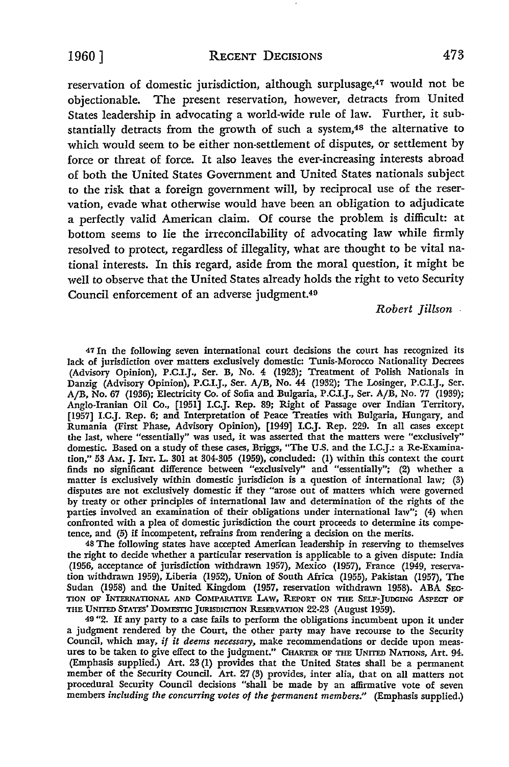reservation of domestic jurisdiction, although surplusage,[47] would not be objectionable. The present reservation, however, detracts from United States leadership in advocating a world-wide rule of law. Further, it substantially detracts from the growth of such a system,[48] the alternative to which would seem to be either non-settlement of disputes, or settlement by force or threat of force. It also leaves the ever-increasing interests abroad of both the United States Government and United States nationals subject to the risk that a foreign government will, by reciprocal use of the reservation, evade what otherwise would have been an obligation to adjudicate a perfectly valid American claim. Of course the problem is difficult: at bottom seems to lie the irreconcilability of advocating law while firmly resolved to protect, regardless of illegality, what are thought to be vital national interests. In this regard, aside from the moral question, it might be well to observe that the United States already holds the right to veto Security Council enforcement of an adverse judgment.[49]

*Robert Jillson*

---

[47] In the following seven international court decisions the court has recognized its lack of jurisdiction over matters exclusively domestic: Tunis-Morocco Nationality Decrees (Advisory Opinion), P.C.I.J., Ser. B, No. 4 (1923); Treatment of Polish Nationals in Danzig (Advisory Opinion), P.C.I.J., Ser. A/B, No. 44 (1932); The Losinger, P.C.I.J., Ser. A/B, No. 67 (1936); Electricity Co. of Sofia and Bulgaria, P.C.I.J., Ser. A/B, No. 77 (1939); Anglo-Iranian Oil Co., [1951] I.C.J. Rep. 89; Right of Passage over Indian Territory, [1957] I.C.J. Rep. 6; and Interpretation of Peace Treaties with Bulgaria, Hungary, and Rumania (First Phase, Advisory Opinion), [1949] I.C.J. Rep. 229. In all cases except the last, where "essentially" was used, it was asserted that the matters were "exclusively" domestic. Based on a study of these cases, Briggs, "The U.S. and the I.C.J.: a Re-Examination," 53 AM. J. INT. L. 301 at 304-305 (1959), concluded: (1) within this context the court finds no significant difference between "exclusively" and "essentially"; (2) whether a matter is exclusively within domestic jurisdicion is a question of international law; (3) disputes are not exclusively domestic if they "arose out of matters which were governed by treaty or other principles of international law and determination of the rights of the parties involved an examination of their obligations under international law"; (4) when confronted with a plea of domestic jurisdiction the court proceeds to determine its competence, and (5) if incompetent, refrains from rendering a decision on the merits.

[48] The following states have accepted American leadership in reserving to themselves the right to decide whether a particular reservation is applicable to a given dispute: India (1956, acceptance of jurisdiction withdrawn 1957), Mexico (1957), France (1949, reservation withdrawn 1959), Liberia (1952), Union of South Africa (1955), Pakistan (1957), The Sudan (1958) and the United Kingdom (1957, reservation withdrawn 1958). ABA SECTION OF INTERNATIONAL AND COMPARATIVE LAW, REPORT ON THE SELF-JUDGING ASPECT OF THE UNITED STATES' DOMESTIC JURISDICTION RESERVATION 22-23 (August 1959).

[49] "2. If any party to a case fails to perform the obligations incumbent upon it under a judgment rendered by the Court, the other party may have recourse to the Security Council, which may, *if it deems necessary*, make recommendations or decide upon measures to be taken to give effect to the judgment." CHARTER OF THE UNITED NATIONS, Art. 94. (Emphasis supplied.) Art. 23 (1) provides that the United States shall be a permanent member of the Security Council. Art. 27 (3) provides, inter alia, that on all matters not procedural Security Council decisions "shall be made by an affirmative vote of seven members *including the concurring votes of the permanent members*." (Emphasis supplied.)